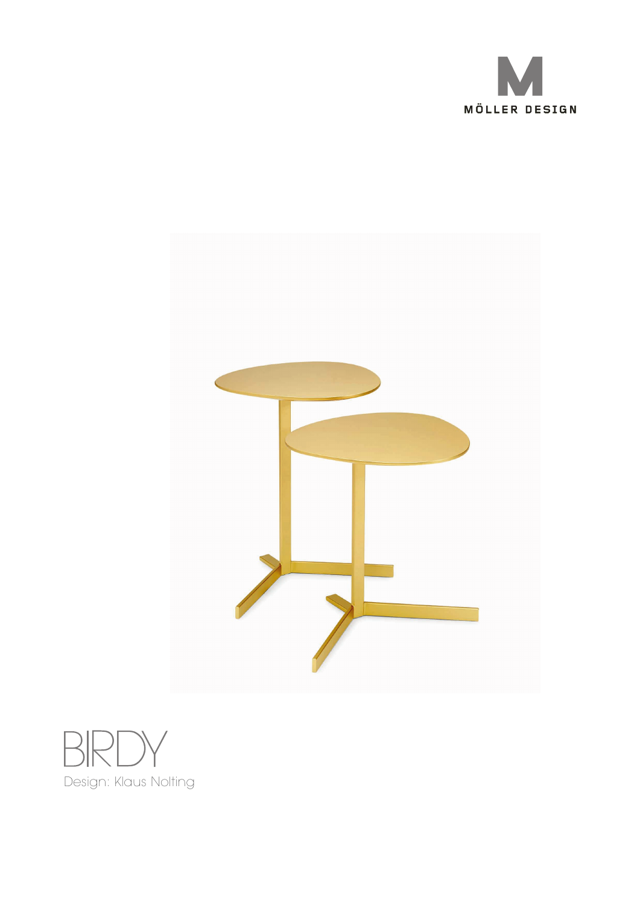MÖLLER DESIGN

# BIRDY

Design: Klaus Nolting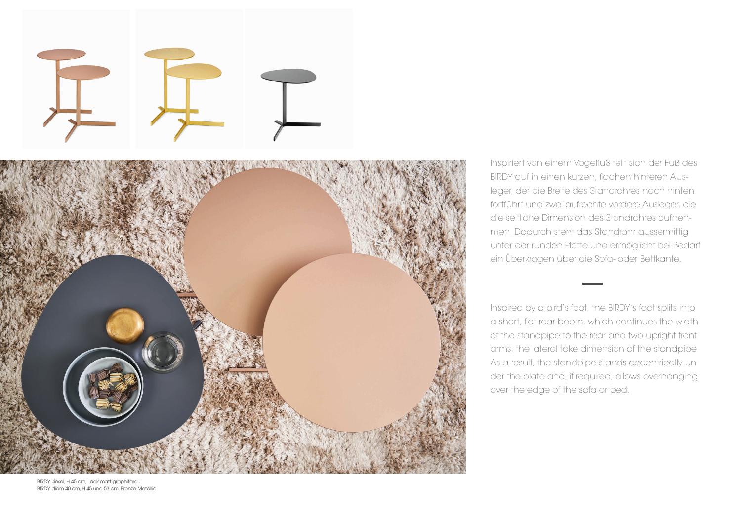Inspiriert von einem Vogelfuß teilt sich der Fuß des BIRDY auf in einen kurzen, flachen hinteren Ausleger, der die Breite des Standrohres nach hinten fortführt und zwei aufrechte vordere Ausleger, die die seitliche Dimension des Standrohres aufnehmen. Dadurch steht das Standrohr aussermittig unter der runden Platte und ermöglicht bei Bedarf ein Überkragen über die Sofa- oder Bettkante.

---

Inspired by a bird`s foot, the BIRDY`s foot splits into a short, flat rear boom, which continues the width of the standpipe to the rear and two upright front arms, the lateral take dimension of the standpipe. As a result, the standpipe stands eccentrically under the plate and, if required, allows overhanging over the edge of the sofa or bed.

BIRDY kiesel, H 45 cm, Lack matt graphitgrau
BIRDY diam 40 cm, H 45 und 53 cm, Bronze Metallic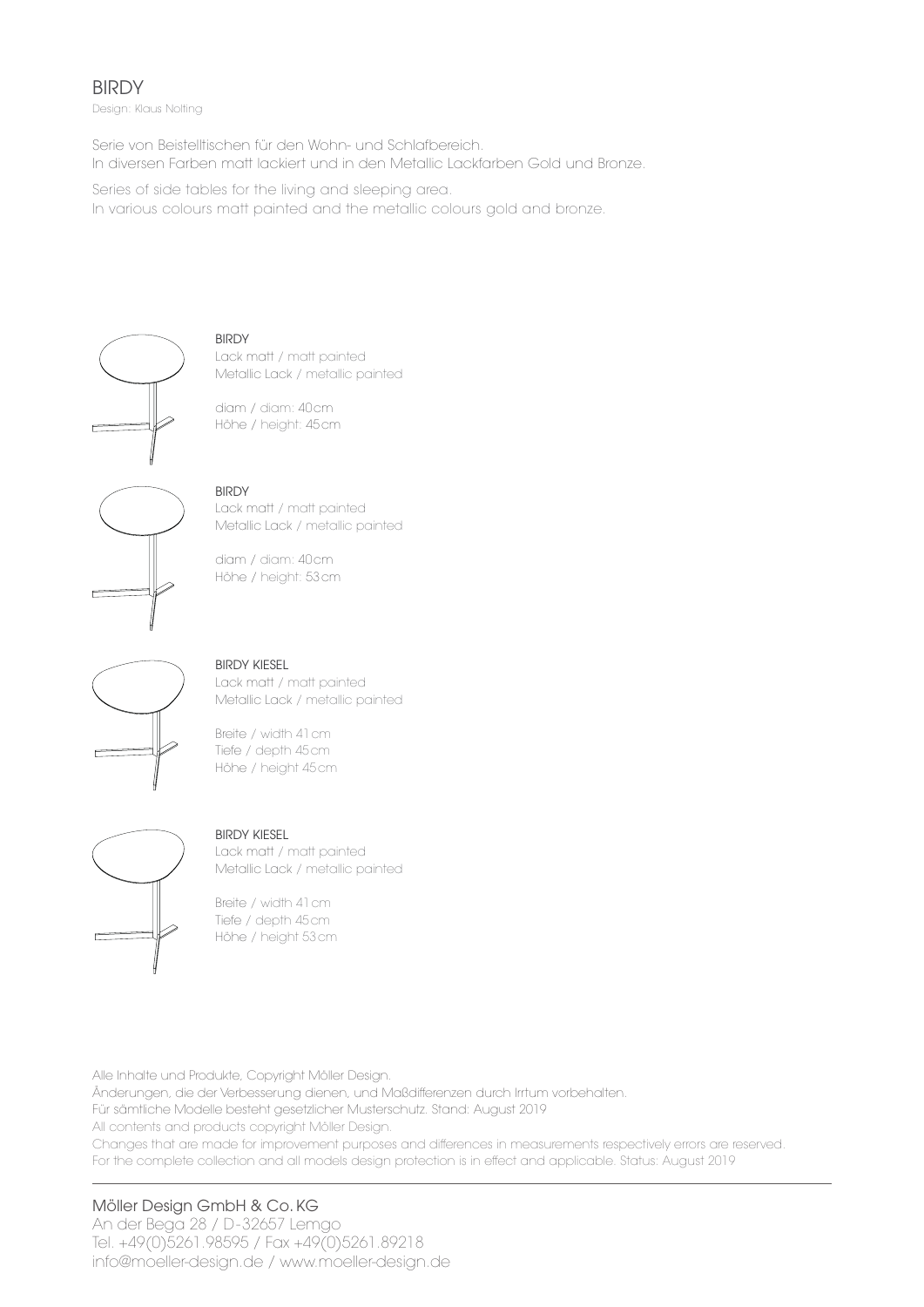# BIRDY

Design: Klaus Nolting

Serie von Beistelltischen für den Wohn- und Schlafbereich.
In diversen Farben matt lackiert und in den Metallic Lackfarben Gold und Bronze.

Series of side tables for the living and sleeping area.
In various colours matt painted and the metallic colours gold and bronze.

### BIRDY

Lack matt / matt painted
Metallic Lack / metallic painted

diam / diam: 40 cm
Höhe / height: 45 cm

### BIRDY

Lack matt / matt painted
Metallic Lack / metallic painted

diam / diam: 40 cm
Höhe / height: 53 cm

### BIRDY KIESEL

Lack matt / matt painted
Metallic Lack / metallic painted

Breite / width 41 cm
Tiefe / depth 45 cm
Höhe / height 45 cm

### BIRDY KIESEL

Lack matt / matt painted
Metallic Lack / metallic painted

Breite / width 41 cm
Tiefe / depth 45 cm
Höhe / height 53 cm

Alle Inhalte und Produkte, Copyright Möller Design.
Änderungen, die der Verbesserung dienen, und Maßdifferenzen durch Irrtum vorbehalten.
Für sämtliche Modelle besteht gesetzlicher Musterschutz. Stand: August 2019
All contents and products copyright Möller Design.
Changes that are made for improvement purposes and differences in measurements respectively errors are reserved.
For the complete collection and all models design protection is in effect and applicable. Status: August 2019

---

Möller Design GmbH & Co. KG
An der Bega 28 / D-32657 Lemgo
Tel. +49(0)5261.98595 / Fax +49(0)5261.89218
info@moeller-design.de / www.moeller-design.de